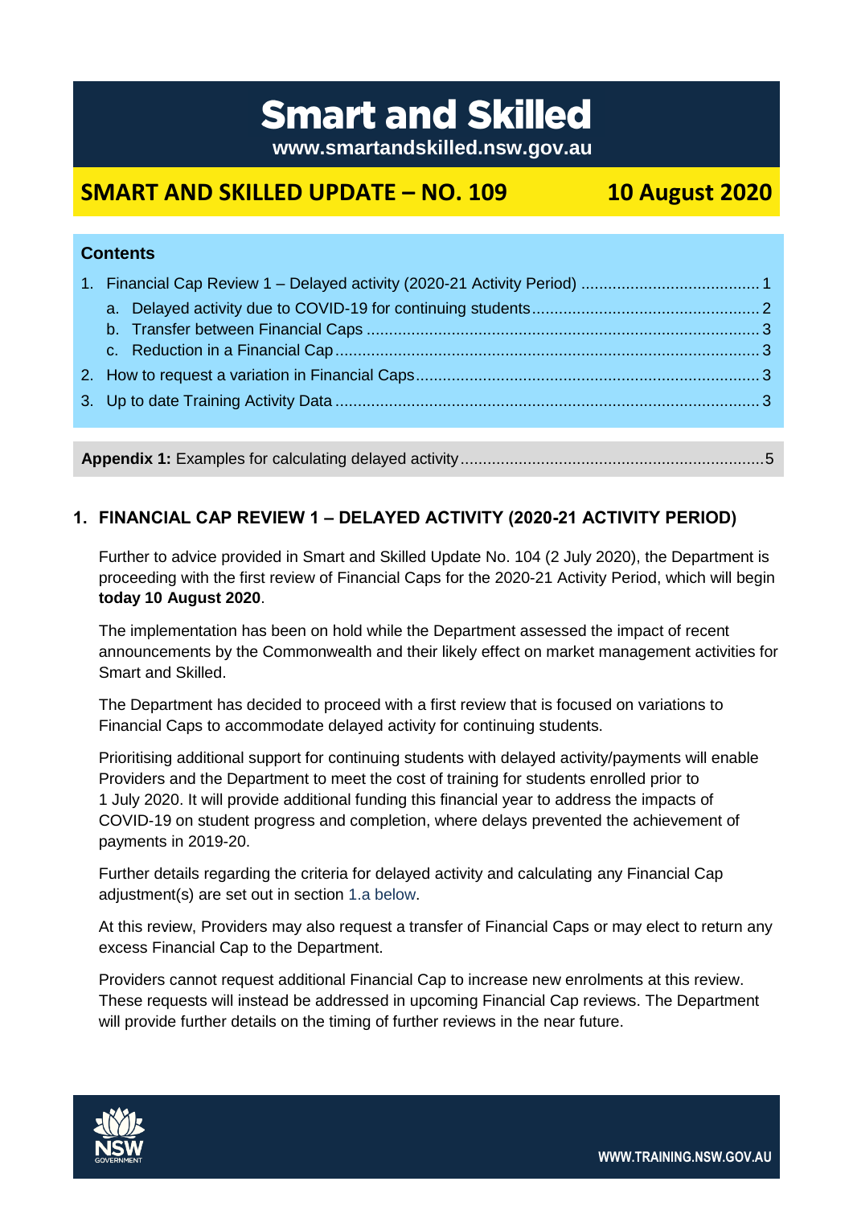# Smart and Skilled

**www.smartandskilled.nsw.gov.au**

## SMART AND SKILLED UPDATE – NO. 109 — 10 August 2020

**Contents**

1. Financial Cap Review 1 – Delayed activity (2020-21 Activity Period) ........................................ 1
   a. Delayed activity due to COVID-19 for continuing students .................................................. 2
   b. Transfer between Financial Caps ....................................................................................... 3
   c. Reduction in a Financial Cap .............................................................................................. 3
2. How to request a variation in Financial Caps ............................................................................ 3
3. Up to date Training Activity Data ............................................................................................... 3

**Appendix 1:** Examples for calculating delayed activity ...................................................................5

## 1. FINANCIAL CAP REVIEW 1 – DELAYED ACTIVITY (2020-21 ACTIVITY PERIOD)

Further to advice provided in Smart and Skilled Update No. 104 (2 July 2020), the Department is proceeding with the first review of Financial Caps for the 2020-21 Activity Period, which will begin **today 10 August 2020**.

The implementation has been on hold while the Department assessed the impact of recent announcements by the Commonwealth and their likely effect on market management activities for Smart and Skilled.

The Department has decided to proceed with a first review that is focused on variations to Financial Caps to accommodate delayed activity for continuing students.

Prioritising additional support for continuing students with delayed activity/payments will enable Providers and the Department to meet the cost of training for students enrolled prior to 1 July 2020. It will provide additional funding this financial year to address the impacts of COVID-19 on student progress and completion, where delays prevented the achievement of payments in 2019-20.

Further details regarding the criteria for delayed activity and calculating any Financial Cap adjustment(s) are set out in section 1.a below.

At this review, Providers may also request a transfer of Financial Caps or may elect to return any excess Financial Cap to the Department.

Providers cannot request additional Financial Cap to increase new enrolments at this review. These requests will instead be addressed in upcoming Financial Cap reviews. The Department will provide further details on the timing of further reviews in the near future.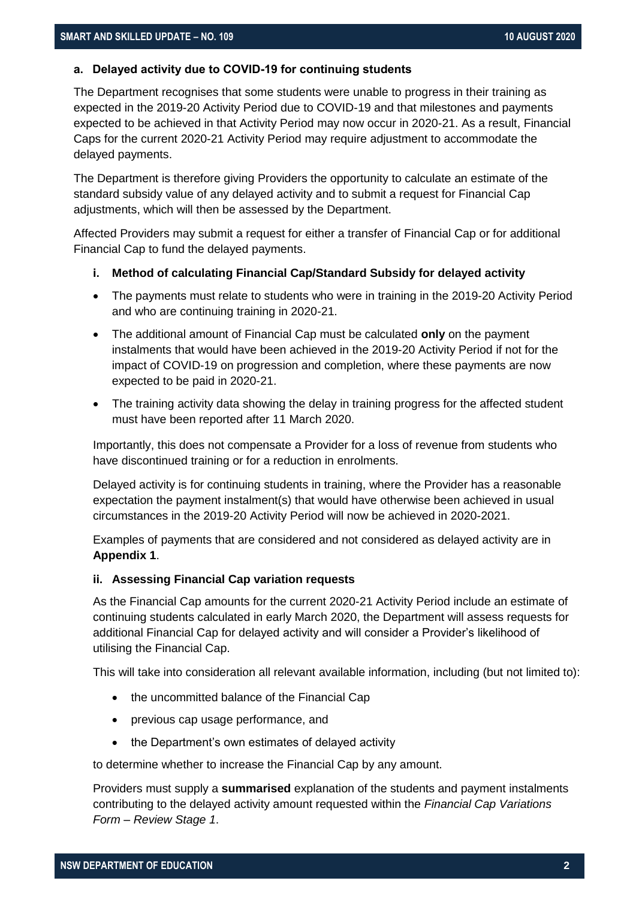### a. Delayed activity due to COVID-19 for continuing students

The Department recognises that some students were unable to progress in their training as expected in the 2019-20 Activity Period due to COVID-19 and that milestones and payments expected to be achieved in that Activity Period may now occur in 2020-21. As a result, Financial Caps for the current 2020-21 Activity Period may require adjustment to accommodate the delayed payments.

The Department is therefore giving Providers the opportunity to calculate an estimate of the standard subsidy value of any delayed activity and to submit a request for Financial Cap adjustments, which will then be assessed by the Department.

Affected Providers may submit a request for either a transfer of Financial Cap or for additional Financial Cap to fund the delayed payments.

#### i. Method of calculating Financial Cap/Standard Subsidy for delayed activity

- The payments must relate to students who were in training in the 2019-20 Activity Period and who are continuing training in 2020-21.
- The additional amount of Financial Cap must be calculated **only** on the payment instalments that would have been achieved in the 2019-20 Activity Period if not for the impact of COVID-19 on progression and completion, where these payments are now expected to be paid in 2020-21.
- The training activity data showing the delay in training progress for the affected student must have been reported after 11 March 2020.

Importantly, this does not compensate a Provider for a loss of revenue from students who have discontinued training or for a reduction in enrolments.

Delayed activity is for continuing students in training, where the Provider has a reasonable expectation the payment instalment(s) that would have otherwise been achieved in usual circumstances in the 2019-20 Activity Period will now be achieved in 2020-2021.

Examples of payments that are considered and not considered as delayed activity are in **Appendix 1**.

#### ii. Assessing Financial Cap variation requests

As the Financial Cap amounts for the current 2020-21 Activity Period include an estimate of continuing students calculated in early March 2020, the Department will assess requests for additional Financial Cap for delayed activity and will consider a Provider's likelihood of utilising the Financial Cap.

This will take into consideration all relevant available information, including (but not limited to):

- the uncommitted balance of the Financial Cap
- previous cap usage performance, and
- the Department's own estimates of delayed activity

to determine whether to increase the Financial Cap by any amount.

Providers must supply a **summarised** explanation of the students and payment instalments contributing to the delayed activity amount requested within the *Financial Cap Variations Form – Review Stage 1*.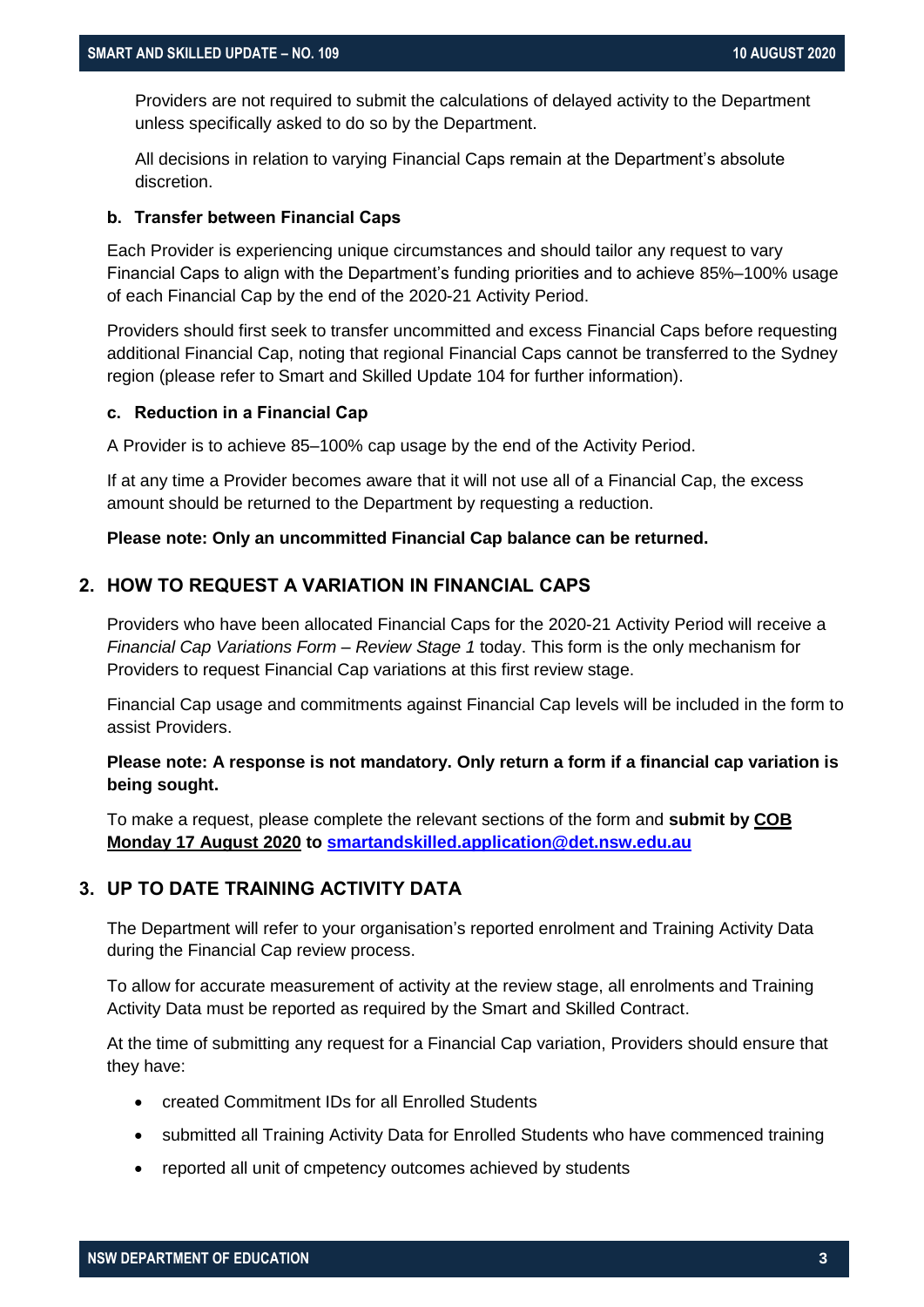Providers are not required to submit the calculations of delayed activity to the Department unless specifically asked to do so by the Department.

All decisions in relation to varying Financial Caps remain at the Department's absolute discretion.

### b. Transfer between Financial Caps

Each Provider is experiencing unique circumstances and should tailor any request to vary Financial Caps to align with the Department's funding priorities and to achieve 85%–100% usage of each Financial Cap by the end of the 2020-21 Activity Period.

Providers should first seek to transfer uncommitted and excess Financial Caps before requesting additional Financial Cap, noting that regional Financial Caps cannot be transferred to the Sydney region (please refer to Smart and Skilled Update 104 for further information).

### c. Reduction in a Financial Cap

A Provider is to achieve 85–100% cap usage by the end of the Activity Period.

If at any time a Provider becomes aware that it will not use all of a Financial Cap, the excess amount should be returned to the Department by requesting a reduction.

**Please note: Only an uncommitted Financial Cap balance can be returned.**

## 2. HOW TO REQUEST A VARIATION IN FINANCIAL CAPS

Providers who have been allocated Financial Caps for the 2020-21 Activity Period will receive a *Financial Cap Variations Form – Review Stage 1* today. This form is the only mechanism for Providers to request Financial Cap variations at this first review stage.

Financial Cap usage and commitments against Financial Cap levels will be included in the form to assist Providers.

**Please note: A response is not mandatory. Only return a form if a financial cap variation is being sought.**

To make a request, please complete the relevant sections of the form and **submit by COB Monday 17 August 2020 to smartandskilled.application@det.nsw.edu.au**

## 3. UP TO DATE TRAINING ACTIVITY DATA

The Department will refer to your organisation's reported enrolment and Training Activity Data during the Financial Cap review process.

To allow for accurate measurement of activity at the review stage, all enrolments and Training Activity Data must be reported as required by the Smart and Skilled Contract.

At the time of submitting any request for a Financial Cap variation, Providers should ensure that they have:

- created Commitment IDs for all Enrolled Students
- submitted all Training Activity Data for Enrolled Students who have commenced training
- reported all unit of cmpetency outcomes achieved by students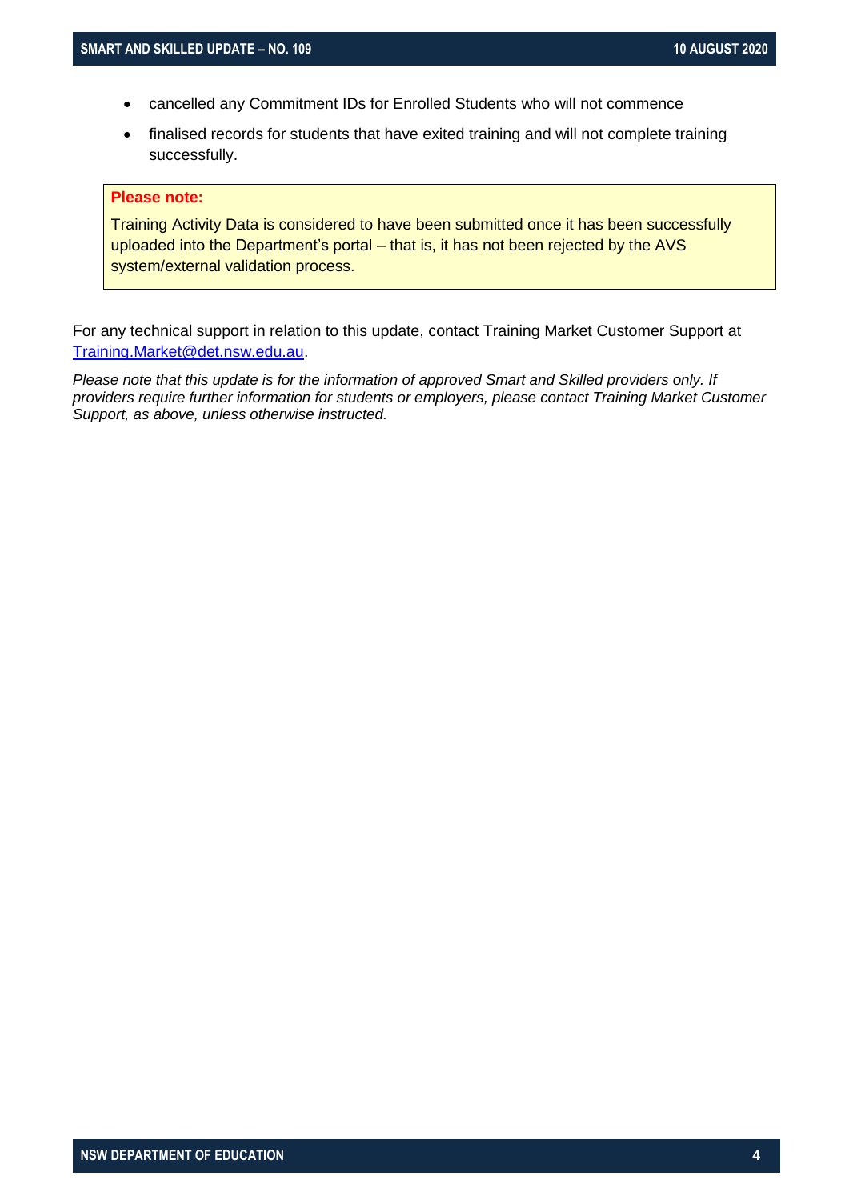- cancelled any Commitment IDs for Enrolled Students who will not commence
- finalised records for students that have exited training and will not complete training successfully.

> **Please note:**
>
> Training Activity Data is considered to have been submitted once it has been successfully uploaded into the Department's portal – that is, it has not been rejected by the AVS system/external validation process.

For any technical support in relation to this update, contact Training Market Customer Support at Training.Market@det.nsw.edu.au.

*Please note that this update is for the information of approved Smart and Skilled providers only. If providers require further information for students or employers, please contact Training Market Customer Support, as above, unless otherwise instructed.*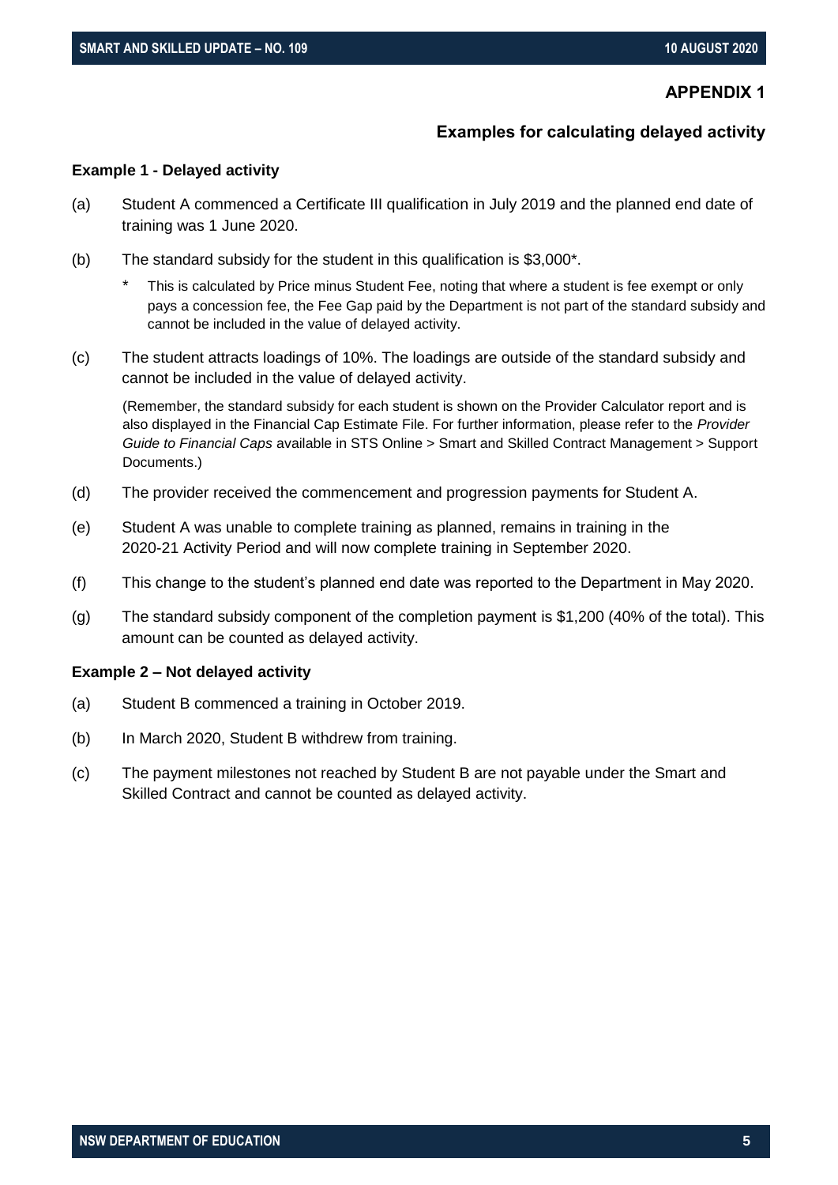## APPENDIX 1

### Examples for calculating delayed activity

**Example 1 - Delayed activity**

(a) Student A commenced a Certificate III qualification in July 2019 and the planned end date of training was 1 June 2020.

(b) The standard subsidy for the student in this qualification is $3,000*.

\* This is calculated by Price minus Student Fee, noting that where a student is fee exempt or only pays a concession fee, the Fee Gap paid by the Department is not part of the standard subsidy and cannot be included in the value of delayed activity.

(c) The student attracts loadings of 10%. The loadings are outside of the standard subsidy and cannot be included in the value of delayed activity.

(Remember, the standard subsidy for each student is shown on the Provider Calculator report and is also displayed in the Financial Cap Estimate File. For further information, please refer to the *Provider Guide to Financial Caps* available in STS Online > Smart and Skilled Contract Management > Support Documents.)

(d) The provider received the commencement and progression payments for Student A.

(e) Student A was unable to complete training as planned, remains in training in the 2020-21 Activity Period and will now complete training in September 2020.

(f) This change to the student's planned end date was reported to the Department in May 2020.

(g) The standard subsidy component of the completion payment is $1,200 (40% of the total). This amount can be counted as delayed activity.

**Example 2 – Not delayed activity**

(a) Student B commenced a training in October 2019.

(b) In March 2020, Student B withdrew from training.

(c) The payment milestones not reached by Student B are not payable under the Smart and Skilled Contract and cannot be counted as delayed activity.